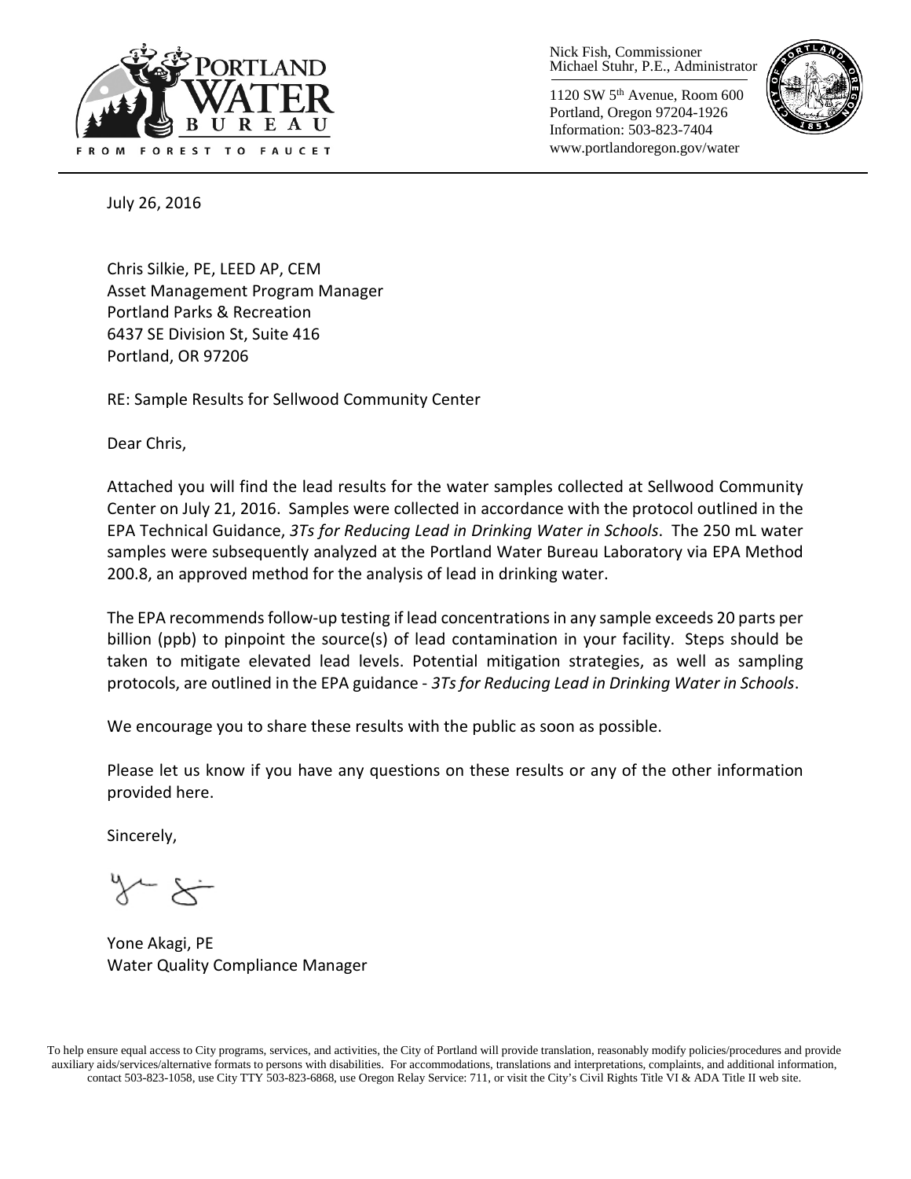PORTLAND WATER BUREAU

FROM FOREST TO FAUCET

Nick Fish, Commissioner
Michael Stuhr, P.E., Administrator

1120 SW 5th Avenue, Room 600
Portland, Oregon 97204-1926
Information: 503-823-7404
www.portlandoregon.gov/water

July 26, 2016

Chris Silkie, PE, LEED AP, CEM
Asset Management Program Manager
Portland Parks & Recreation
6437 SE Division St, Suite 416
Portland, OR 97206

RE: Sample Results for Sellwood Community Center

Dear Chris,

Attached you will find the lead results for the water samples collected at Sellwood Community Center on July 21, 2016. Samples were collected in accordance with the protocol outlined in the EPA Technical Guidance, *3Ts for Reducing Lead in Drinking Water in Schools*. The 250 mL water samples were subsequently analyzed at the Portland Water Bureau Laboratory via EPA Method 200.8, an approved method for the analysis of lead in drinking water.

The EPA recommends follow-up testing if lead concentrations in any sample exceeds 20 parts per billion (ppb) to pinpoint the source(s) of lead contamination in your facility. Steps should be taken to mitigate elevated lead levels. Potential mitigation strategies, as well as sampling protocols, are outlined in the EPA guidance - *3Ts for Reducing Lead in Drinking Water in Schools*.

We encourage you to share these results with the public as soon as possible.

Please let us know if you have any questions on these results or any of the other information provided here.

Sincerely,

Yone Akagi, PE
Water Quality Compliance Manager

To help ensure equal access to City programs, services, and activities, the City of Portland will provide translation, reasonably modify policies/procedures and provide auxiliary aids/services/alternative formats to persons with disabilities. For accommodations, translations and interpretations, complaints, and additional information, contact 503-823-1058, use City TTY 503-823-6868, use Oregon Relay Service: 711, or visit the City's Civil Rights Title VI & ADA Title II web site.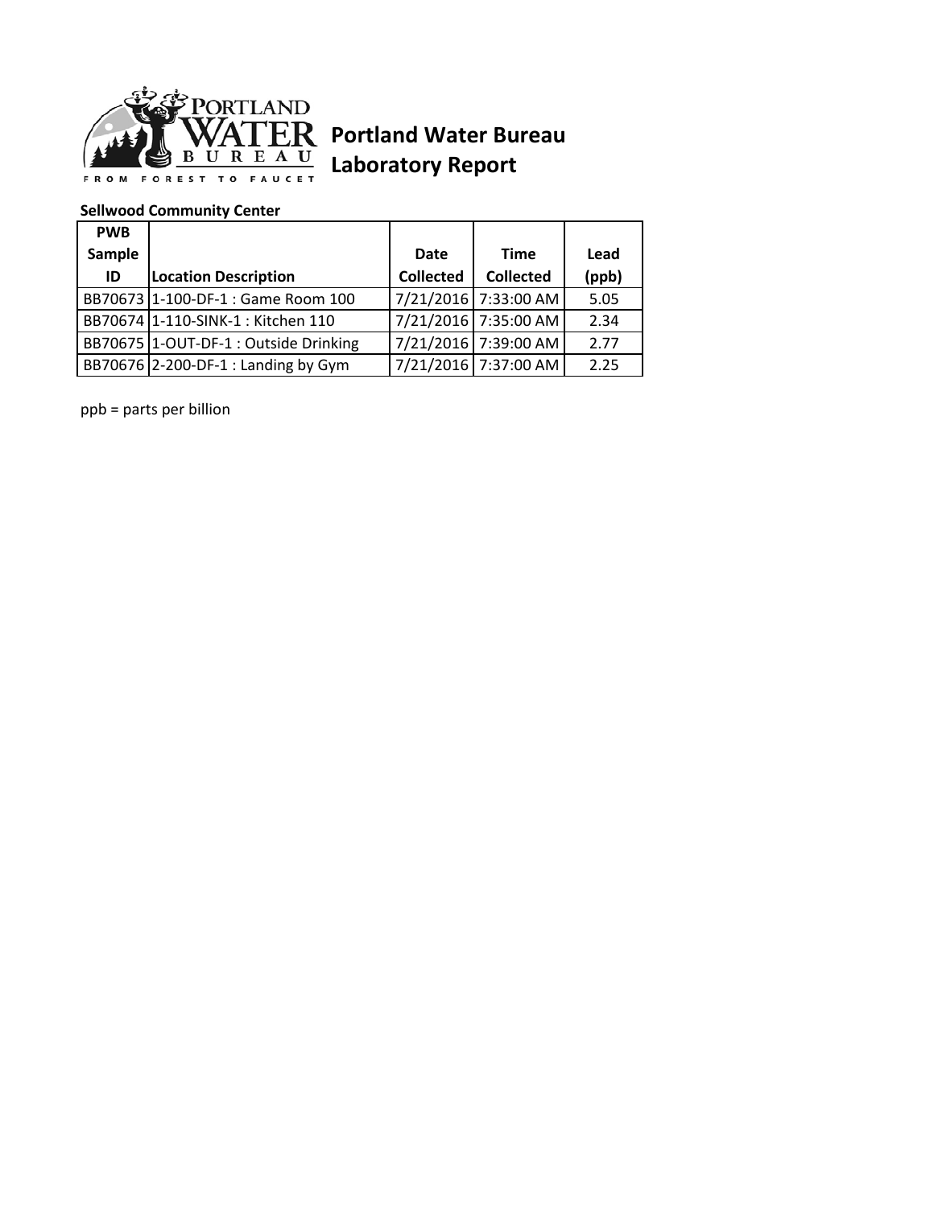# Portland Water Bureau Laboratory Report

**Sellwood Community Center**

| PWB Sample ID | Location Description | Date Collected | Time Collected | Lead (ppb) |
|---|---|---|---|---|
| BB70673 | 1-100-DF-1 : Game Room 100 | 7/21/2016 | 7:33:00 AM | 5.05 |
| BB70674 | 1-110-SINK-1 : Kitchen 110 | 7/21/2016 | 7:35:00 AM | 2.34 |
| BB70675 | 1-OUT-DF-1 : Outside Drinking | 7/21/2016 | 7:39:00 AM | 2.77 |
| BB70676 | 2-200-DF-1 : Landing by Gym | 7/21/2016 | 7:37:00 AM | 2.25 |

ppb = parts per billion